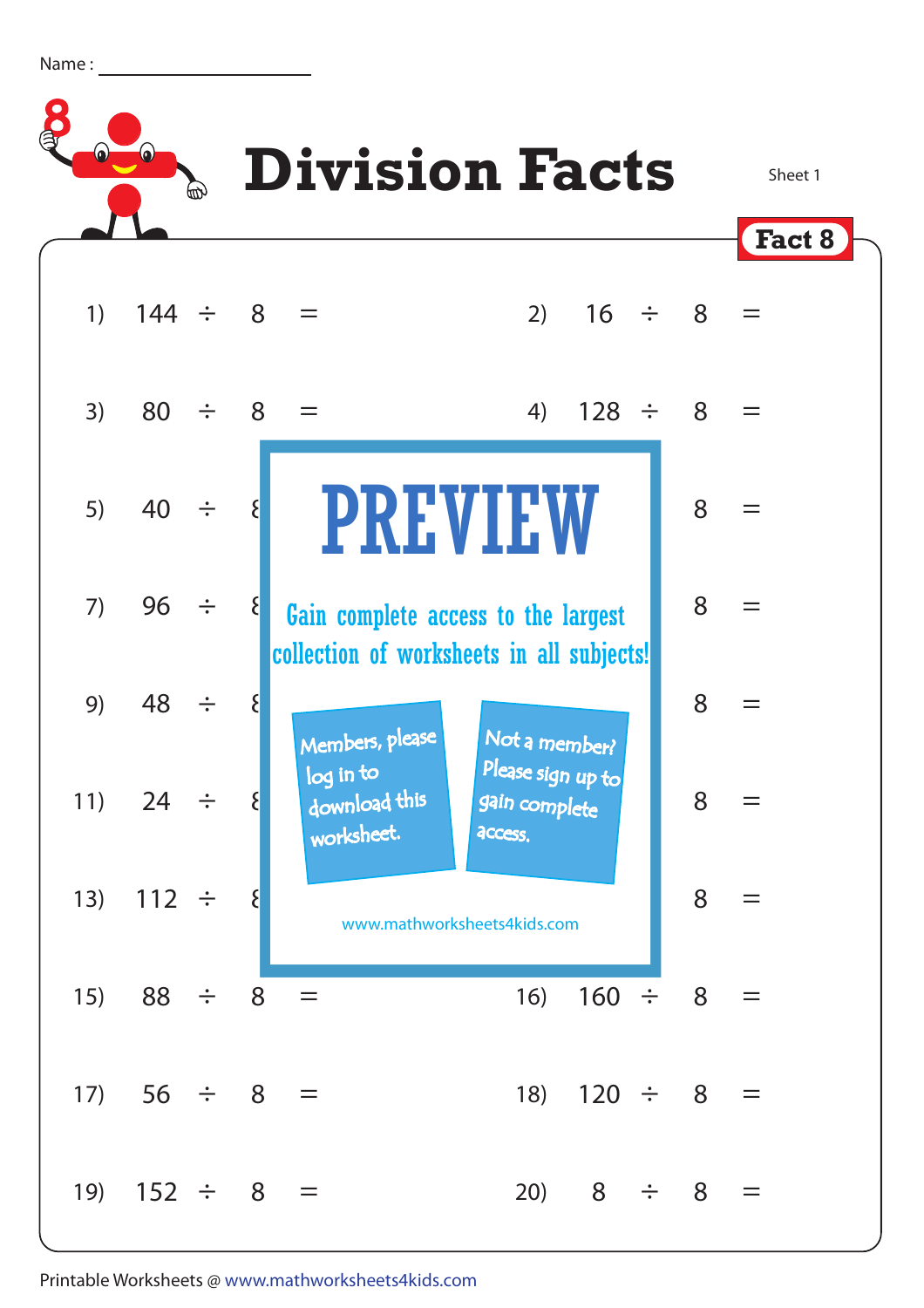Name : ____________________

# Division Facts

Sheet 1

**Fact 8**

| | |
|---|---|
| 1) 144 ÷ 8 = | 2) 16 ÷ 8 = |
| 3) 80 ÷ 8 = | 4) 128 ÷ 8 = |
| 5) 40 ÷ 8 | 8 = |
| 7) 96 ÷ 8 | 8 = |
| 9) 48 ÷ 8 | 8 = |
| 11) 24 ÷ 8 | 8 = |
| 13) 112 ÷ 8 | 8 = |
| 15) 88 ÷ 8 = | 16) 160 ÷ 8 = |
| 17) 56 ÷ 8 = | 18) 120 ÷ 8 = |
| 19) 152 ÷ 8 = | 20) 8 ÷ 8 = |

**PREVIEW**

Gain complete access to the largest collection of worksheets in all subjects!

Members, please log in to download this worksheet.

Not a member? Please sign up to gain complete access.

www.mathworksheets4kids.com

Printable Worksheets @ www.mathworksheets4kids.com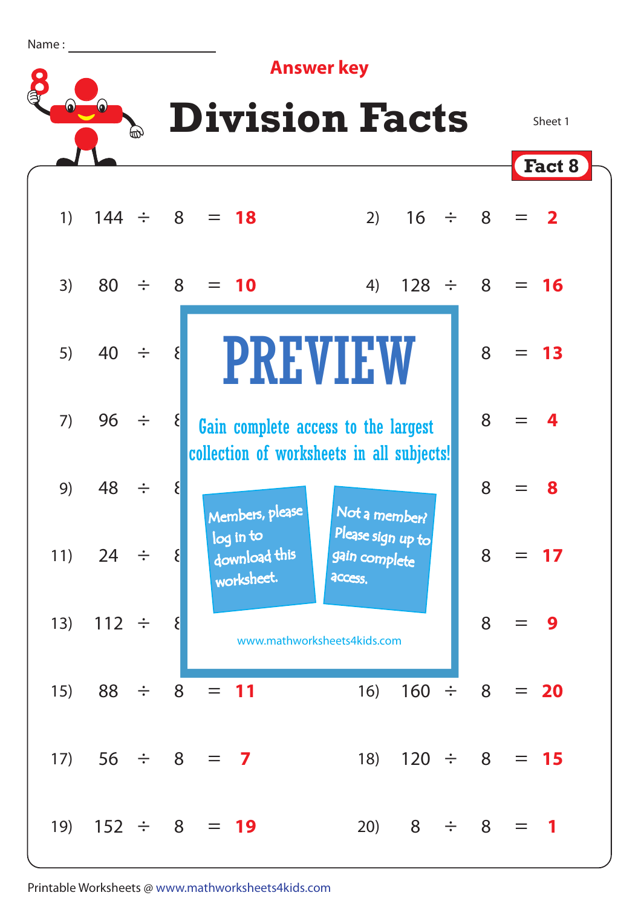Name : ____________________

**Answer key**

# Division Facts

Sheet 1

**Fact 8**

1) 144 ÷ 8 = **18**

2) 16 ÷ 8 = **2**

3) 80 ÷ 8 = **10**

4) 128 ÷ 8 = **16**

5) 40 ÷ 8

6) 8 = **13**

7) 96 ÷ 8

8) 8 = **4**

9) 48 ÷ 8

10) 8 = **8**

11) 24 ÷ 8

12) 8 = **17**

13) 112 ÷ 8

14) 8 = **9**

**PREVIEW**

Gain complete access to the largest collection of worksheets in all subjects!

Members, please log in to download this worksheet.

Not a member? Please sign up to gain complete access.

www.mathworksheets4kids.com

15) 88 ÷ 8 = **11**

16) 160 ÷ 8 = **20**

17) 56 ÷ 8 = **7**

18) 120 ÷ 8 = **15**

19) 152 ÷ 8 = **19**

20) 8 ÷ 8 = **1**

Printable Worksheets @ www.mathworksheets4kids.com